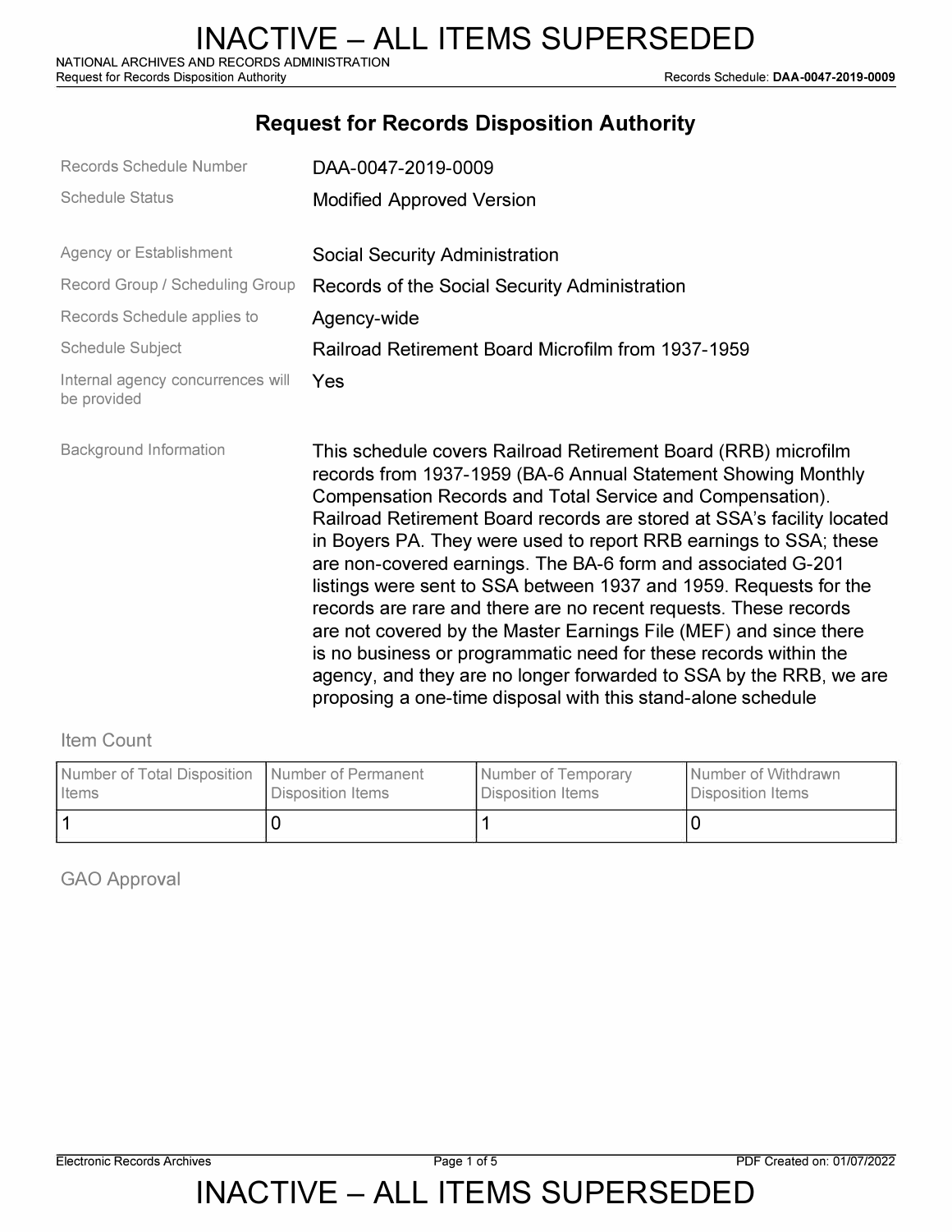# INACTIVE – ALL ITEMS SUPERSEDED

NATIONAL ARCHIVES AND RECORDS ADMINISTRATION
Request for Records Disposition Authority

Records Schedule: **DAA-0047-2019-0009**

## Request for Records Disposition Authority

| | |
|---|---|
| Records Schedule Number | DAA-0047-2019-0009 |
| Schedule Status | Modified Approved Version |
| Agency or Establishment | Social Security Administration |
| Record Group / Scheduling Group | Records of the Social Security Administration |
| Records Schedule applies to | Agency-wide |
| Schedule Subject | Railroad Retirement Board Microfilm from 1937-1959 |
| Internal agency concurrences will be provided | Yes |

Background Information

This schedule covers Railroad Retirement Board (RRB) microfilm records from 1937-1959 (BA-6 Annual Statement Showing Monthly Compensation Records and Total Service and Compensation). Railroad Retirement Board records are stored at SSA's facility located in Boyers PA. They were used to report RRB earnings to SSA; these are non-covered earnings. The BA-6 form and associated G-201 listings were sent to SSA between 1937 and 1959. Requests for the records are rare and there are no recent requests. These records are not covered by the Master Earnings File (MEF) and since there is no business or programmatic need for these records within the agency, and they are no longer forwarded to SSA by the RRB, we are proposing a one-time disposal with this stand-alone schedule

### Item Count

| Number of Total Disposition Items | Number of Permanent Disposition Items | Number of Temporary Disposition Items | Number of Withdrawn Disposition Items |
|---|---|---|---|
| 1 | 0 | 1 | 0 |

### GAO Approval

# INACTIVE – ALL ITEMS SUPERSEDED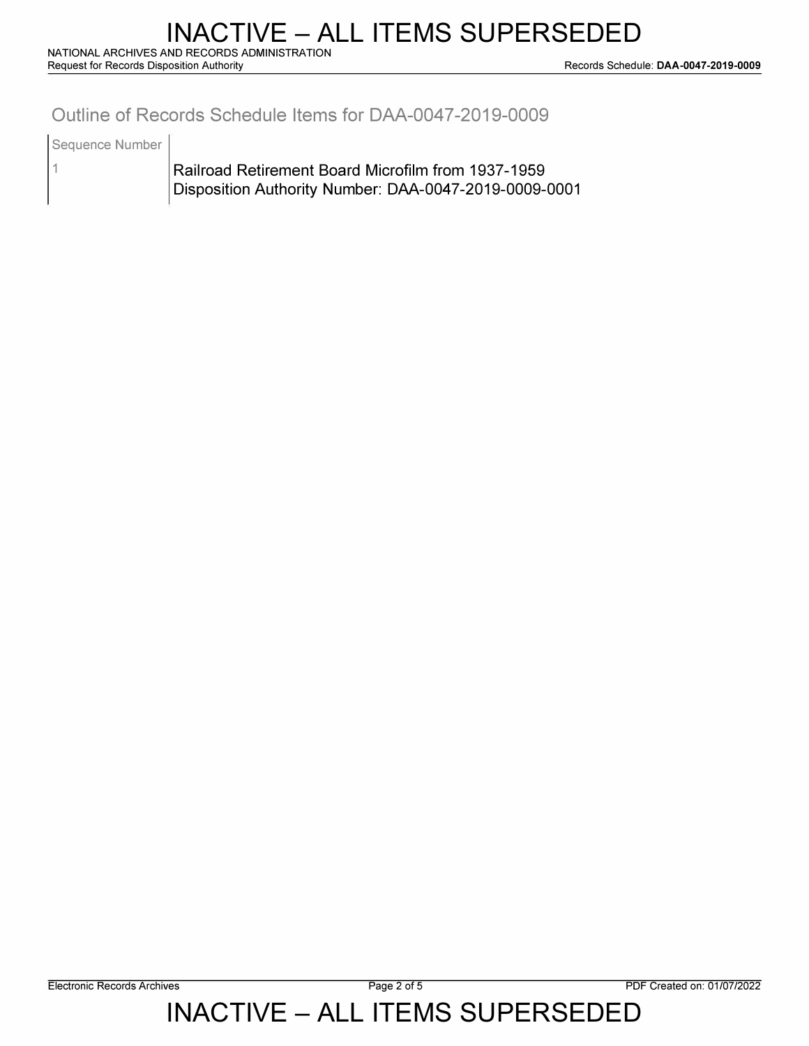## Outline of Records Schedule Items for DAA-0047-2019-0009

| Sequence Number | |
|---|---|
| 1 | Railroad Retirement Board Microfilm from 1937-1959<br>Disposition Authority Number: DAA-0047-2019-0009-0001 |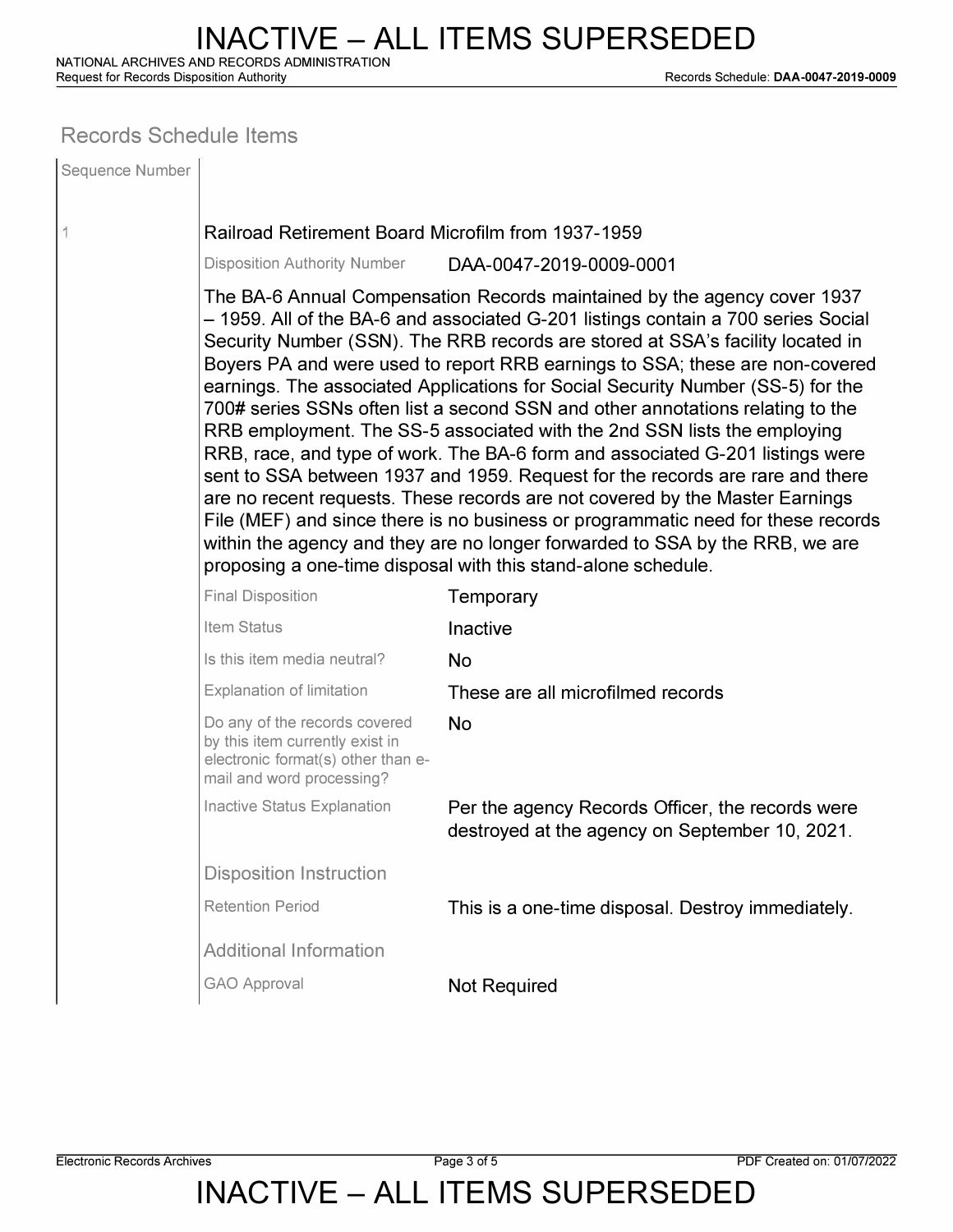## Records Schedule Items

| Sequence Number | |
|---|---|
| 1 | **Railroad Retirement Board Microfilm from 1937-1959** |

**Disposition Authority Number:** DAA-0047-2019-0009-0001

The BA-6 Annual Compensation Records maintained by the agency cover 1937 – 1959. All of the BA-6 and associated G-201 listings contain a 700 series Social Security Number (SSN). The RRB records are stored at SSA's facility located in Boyers PA and were used to report RRB earnings to SSA; these are non-covered earnings. The associated Applications for Social Security Number (SS-5) for the 700# series SSNs often list a second SSN and other annotations relating to the RRB employment. The SS-5 associated with the 2nd SSN lists the employing RRB, race, and type of work. The BA-6 form and associated G-201 listings were sent to SSA between 1937 and 1959. Request for the records are rare and there are no recent requests. These records are not covered by the Master Earnings File (MEF) and since there is no business or programmatic need for these records within the agency and they are no longer forwarded to SSA by the RRB, we are proposing a one-time disposal with this stand-alone schedule.

| | |
|---|---|
| Final Disposition | Temporary |
| Item Status | Inactive |
| Is this item media neutral? | No |
| Explanation of limitation | These are all microfilmed records |
| Do any of the records covered by this item currently exist in electronic format(s) other than e-mail and word processing? | No |
| Inactive Status Explanation | Per the agency Records Officer, the records were destroyed at the agency on September 10, 2021. |

### Disposition Instruction

| | |
|---|---|
| Retention Period | This is a one-time disposal. Destroy immediately. |

### Additional Information

| | |
|---|---|
| GAO Approval | Not Required |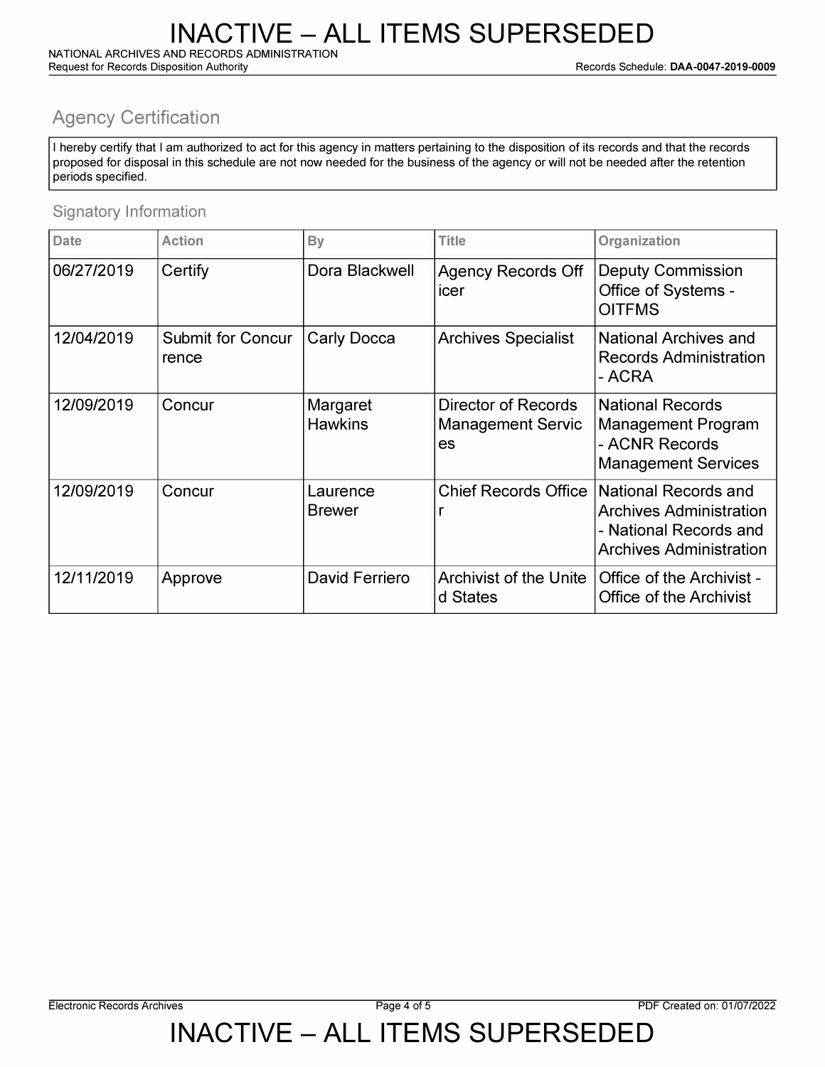## Agency Certification

I hereby certify that I am authorized to act for this agency in matters pertaining to the disposition of its records and that the records proposed for disposal in this schedule are not now needed for the business of the agency or will not be needed after the retention periods specified.

### Signatory Information

| Date | Action | By | Title | Organization |
|---|---|---|---|---|
| 06/27/2019 | Certify | Dora Blackwell | Agency Records Officer | Deputy Commission Office of Systems - OITFMS |
| 12/04/2019 | Submit for Concurrence | Carly Docca | Archives Specialist | National Archives and Records Administration - ACRA |
| 12/09/2019 | Concur | Margaret Hawkins | Director of Records Management Services | National Records Management Program - ACNR Records Management Services |
| 12/09/2019 | Concur | Laurence Brewer | Chief Records Officer | National Records and Archives Administration - National Records and Archives Administration |
| 12/11/2019 | Approve | David Ferriero | Archivist of the United States | Office of the Archivist - Office of the Archivist |